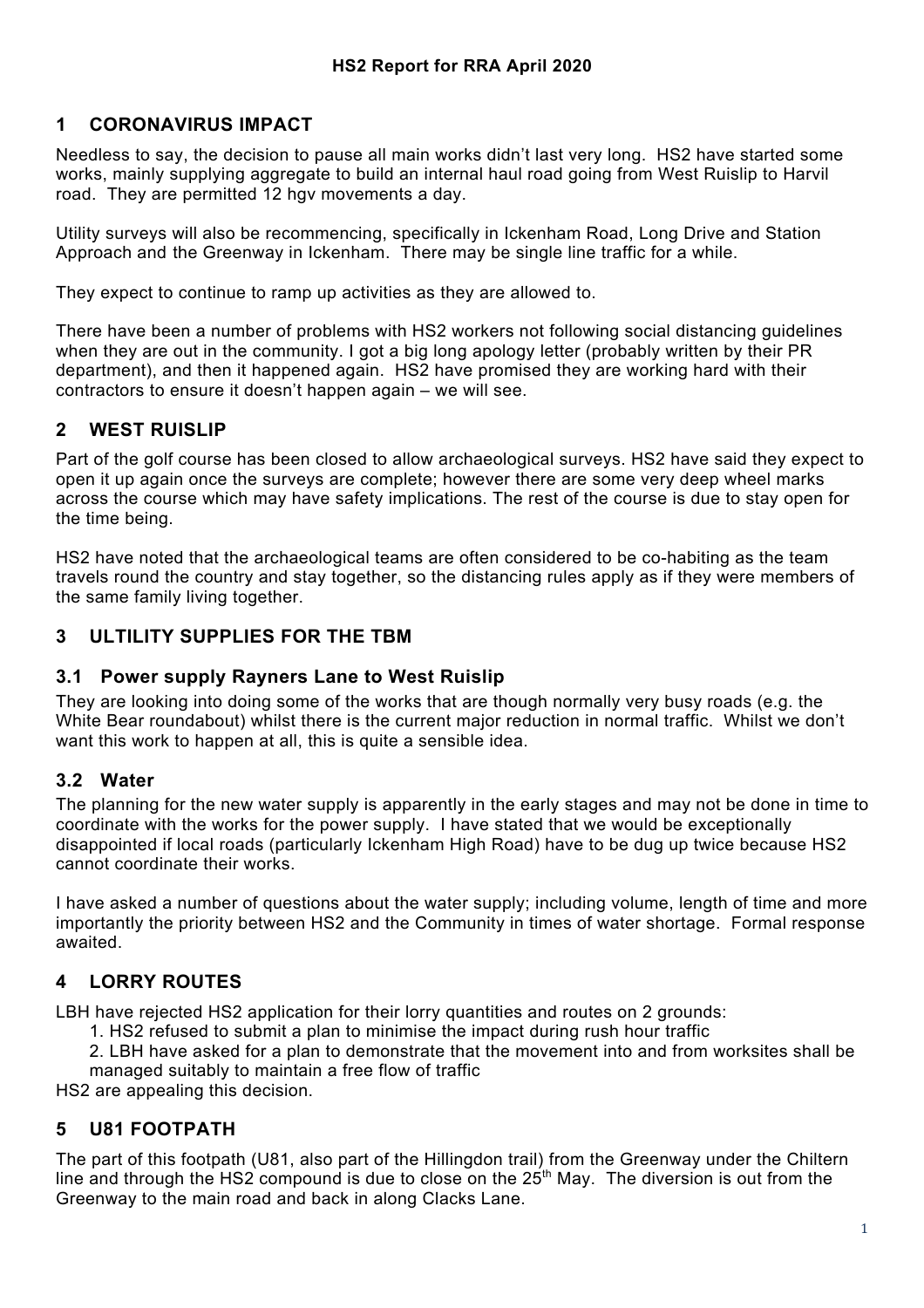# HS2 Report for RRA April 2020

## 1 CORONAVIRUS IMPACT

Needless to say, the decision to pause all main works didn't last very long. HS2 have started some works, mainly supplying aggregate to build an internal haul road going from West Ruislip to Harvil road. They are permitted 12 hgv movements a day.

Utility surveys will also be recommencing, specifically in Ickenham Road, Long Drive and Station Approach and the Greenway in Ickenham. There may be single line traffic for a while.

They expect to continue to ramp up activities as they are allowed to.

There have been a number of problems with HS2 workers not following social distancing guidelines when they are out in the community. I got a big long apology letter (probably written by their PR department), and then it happened again. HS2 have promised they are working hard with their contractors to ensure it doesn't happen again – we will see.

## 2 WEST RUISLIP

Part of the golf course has been closed to allow archaeological surveys. HS2 have said they expect to open it up again once the surveys are complete; however there are some very deep wheel marks across the course which may have safety implications. The rest of the course is due to stay open for the time being.

HS2 have noted that the archaeological teams are often considered to be co-habiting as the team travels round the country and stay together, so the distancing rules apply as if they were members of the same family living together.

## 3 ULTILITY SUPPLIES FOR THE TBM

### 3.1 Power supply Rayners Lane to West Ruislip

They are looking into doing some of the works that are though normally very busy roads (e.g. the White Bear roundabout) whilst there is the current major reduction in normal traffic. Whilst we don't want this work to happen at all, this is quite a sensible idea.

### 3.2 Water

The planning for the new water supply is apparently in the early stages and may not be done in time to coordinate with the works for the power supply. I have stated that we would be exceptionally disappointed if local roads (particularly Ickenham High Road) have to be dug up twice because HS2 cannot coordinate their works.

I have asked a number of questions about the water supply; including volume, length of time and more importantly the priority between HS2 and the Community in times of water shortage. Formal response awaited.

## 4 LORRY ROUTES

LBH have rejected HS2 application for their lorry quantities and routes on 2 grounds:

1. HS2 refused to submit a plan to minimise the impact during rush hour traffic
2. LBH have asked for a plan to demonstrate that the movement into and from worksites shall be managed suitably to maintain a free flow of traffic

HS2 are appealing this decision.

## 5 U81 FOOTPATH

The part of this footpath (U81, also part of the Hillingdon trail) from the Greenway under the Chiltern line and through the HS2 compound is due to close on the 25th May. The diversion is out from the Greenway to the main road and back in along Clacks Lane.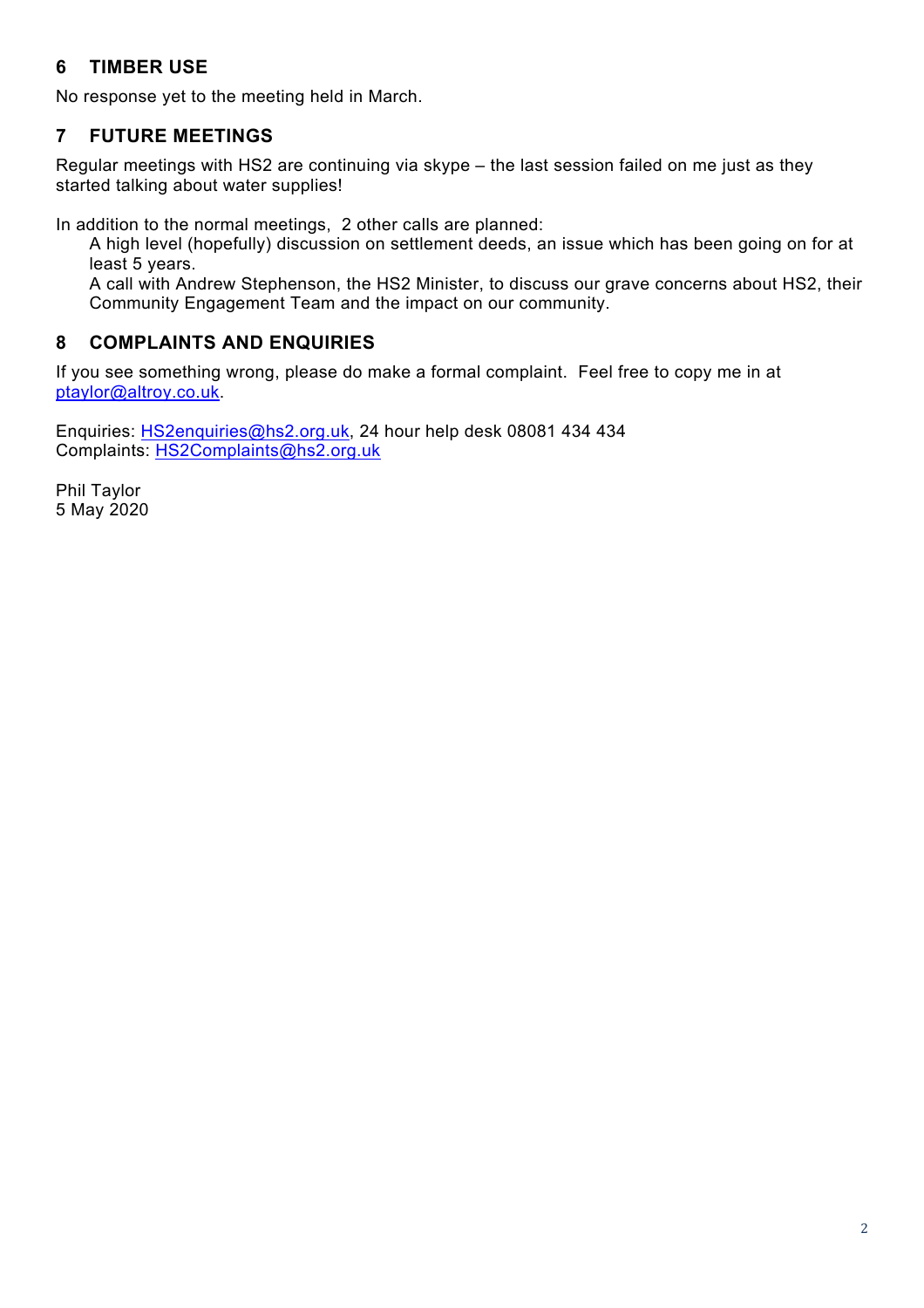## 6 TIMBER USE

No response yet to the meeting held in March.

## 7 FUTURE MEETINGS

Regular meetings with HS2 are continuing via skype – the last session failed on me just as they started talking about water supplies!

In addition to the normal meetings, 2 other calls are planned:

A high level (hopefully) discussion on settlement deeds, an issue which has been going on for at least 5 years.

A call with Andrew Stephenson, the HS2 Minister, to discuss our grave concerns about HS2, their Community Engagement Team and the impact on our community.

## 8 COMPLAINTS AND ENQUIRIES

If you see something wrong, please do make a formal complaint. Feel free to copy me in at ptaylor@altroy.co.uk.

Enquiries: HS2enquiries@hs2.org.uk, 24 hour help desk 08081 434 434
Complaints: HS2Complaints@hs2.org.uk

Phil Taylor
5 May 2020